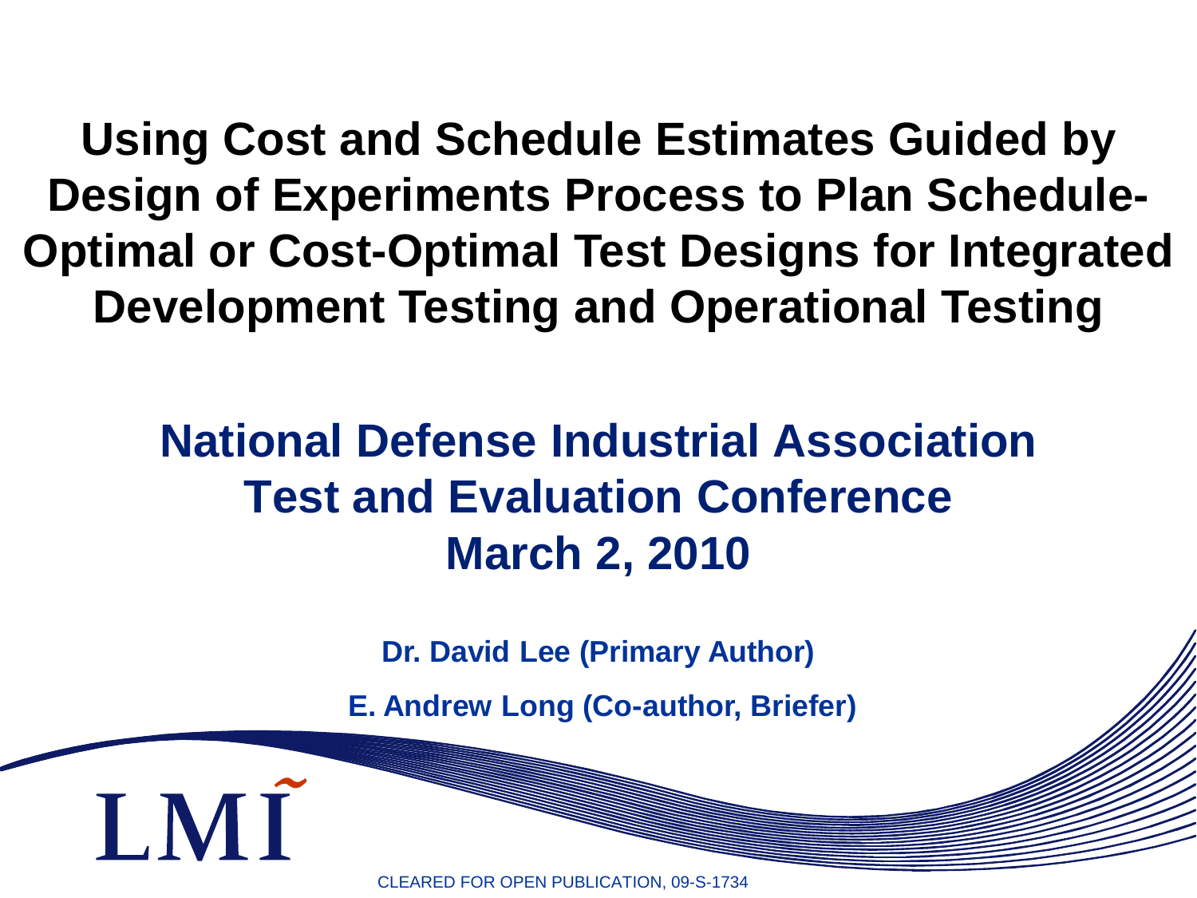# Using Cost and Schedule Estimates Guided by Design of Experiments Process to Plan Schedule-Optimal or Cost-Optimal Test Designs for Integrated Development Testing and Operational Testing

## National Defense Industrial Association Test and Evaluation Conference March 2, 2010

**Dr. David Lee (Primary Author)**

**E. Andrew Long (Co-author, Briefer)**

LMI

CLEARED FOR OPEN PUBLICATION, 09-S-1734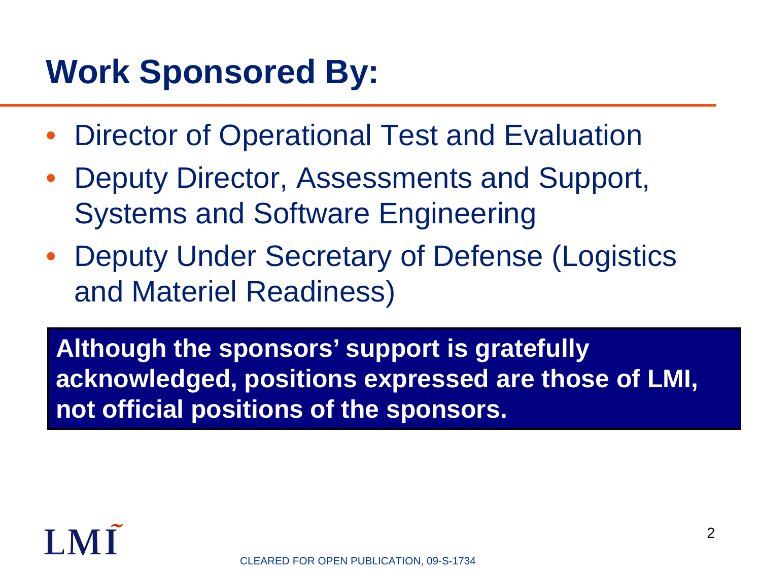# Work Sponsored By:

- Director of Operational Test and Evaluation
- Deputy Director, Assessments and Support, Systems and Software Engineering
- Deputy Under Secretary of Defense (Logistics and Materiel Readiness)

**Although the sponsors' support is gratefully acknowledged, positions expressed are those of LMI, not official positions of the sponsors.**

LMI

CLEARED FOR OPEN PUBLICATION, 09-S-1734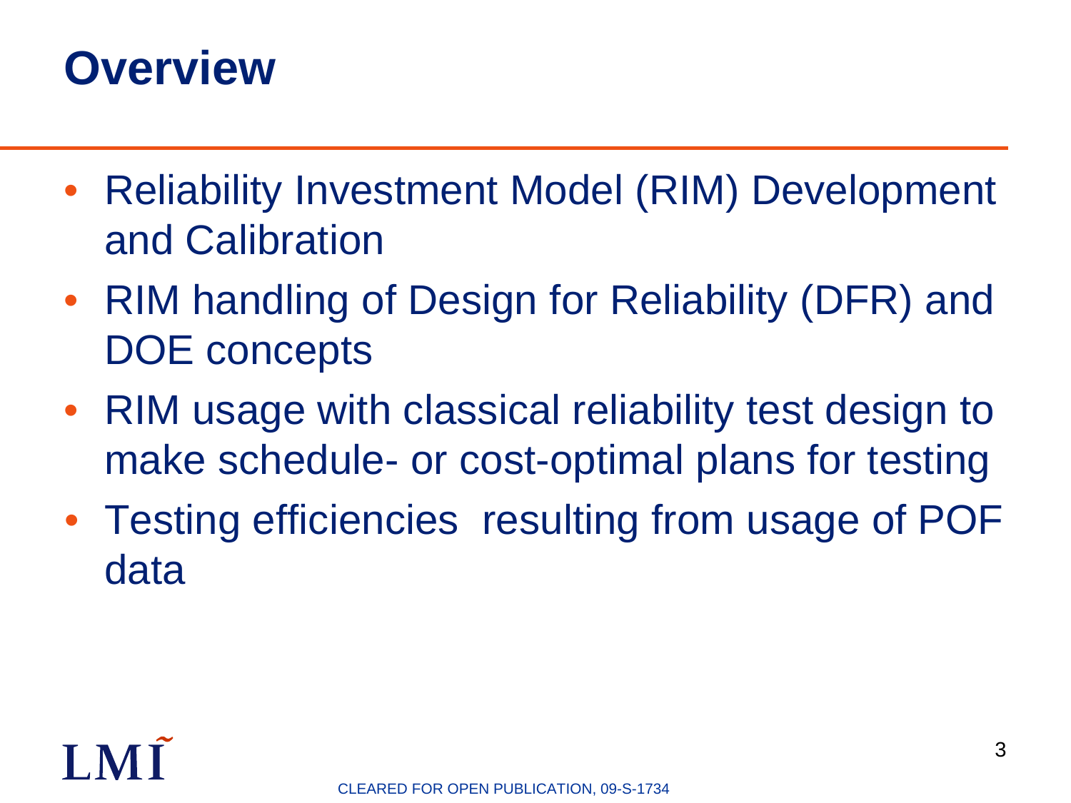# Overview

- Reliability Investment Model (RIM) Development and Calibration
- RIM handling of Design for Reliability (DFR) and DOE concepts
- RIM usage with classical reliability test design to make schedule- or cost-optimal plans for testing
- Testing efficiencies resulting from usage of POF data

CLEARED FOR OPEN PUBLICATION, 09-S-1734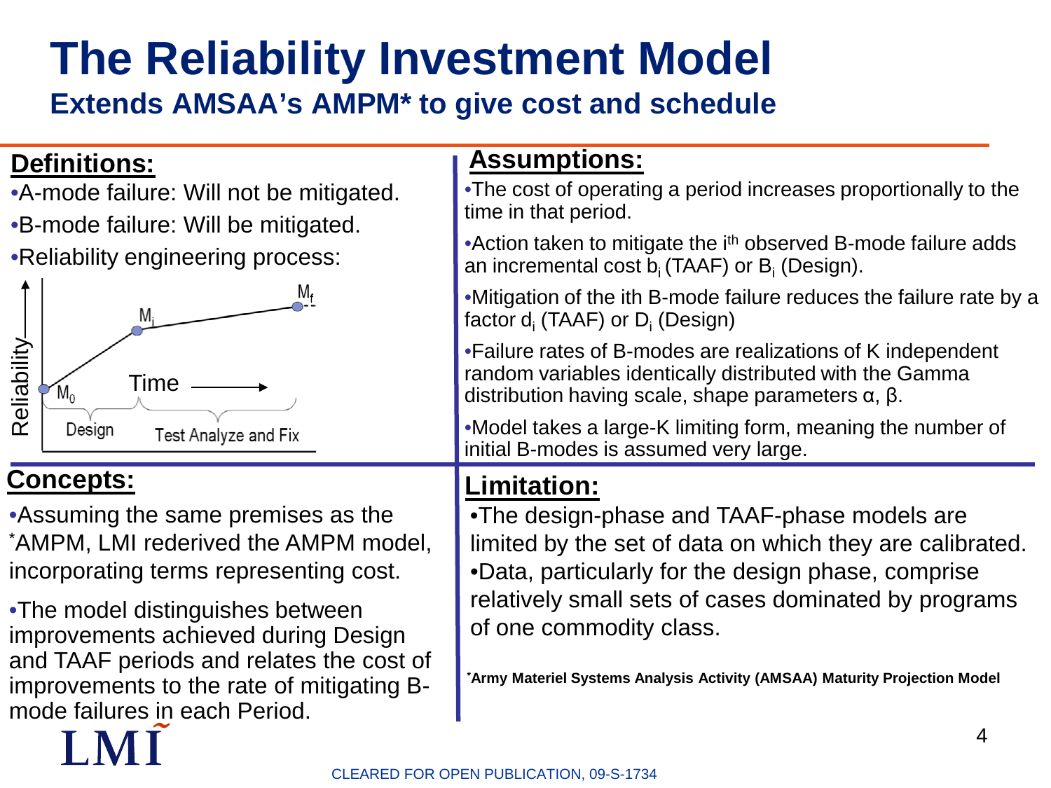# The Reliability Investment Model

## Extends AMSAA's AMPM* to give cost and schedule

## Definitions:

- A-mode failure: Will not be mitigated.
- B-mode failure: Will be mitigated.
- Reliability engineering process:

Reliability — $M_0$, $M_i$, $M_f$ — Time — Design — Test Analyze and Fix

## Concepts:

- Assuming the same premises as the *AMPM, LMI rederived the AMPM model, incorporating terms representing cost.
- The model distinguishes between improvements achieved during Design and TAAF periods and relates the cost of improvements to the rate of mitigating B-mode failures in each Period.

## Assumptions:

- The cost of operating a period increases proportionally to the time in that period.
- Action taken to mitigate the $i^{th}$ observed B-mode failure adds an incremental cost $b_i$ (TAAF) or $B_i$ (Design).
- Mitigation of the ith B-mode failure reduces the failure rate by a factor $d_i$ (TAAF) or $D_i$ (Design)
- Failure rates of B-modes are realizations of K independent random variables identically distributed with the Gamma distribution having scale, shape parameters α, β.
- Model takes a large-K limiting form, meaning the number of initial B-modes is assumed very large.

## Limitation:

- The design-phase and TAAF-phase models are limited by the set of data on which they are calibrated.
- Data, particularly for the design phase, comprise relatively small sets of cases dominated by programs of one commodity class.

*Army Materiel Systems Analysis Activity (AMSAA) Maturity Projection Model

LMI

CLEARED FOR OPEN PUBLICATION, 09-S-1734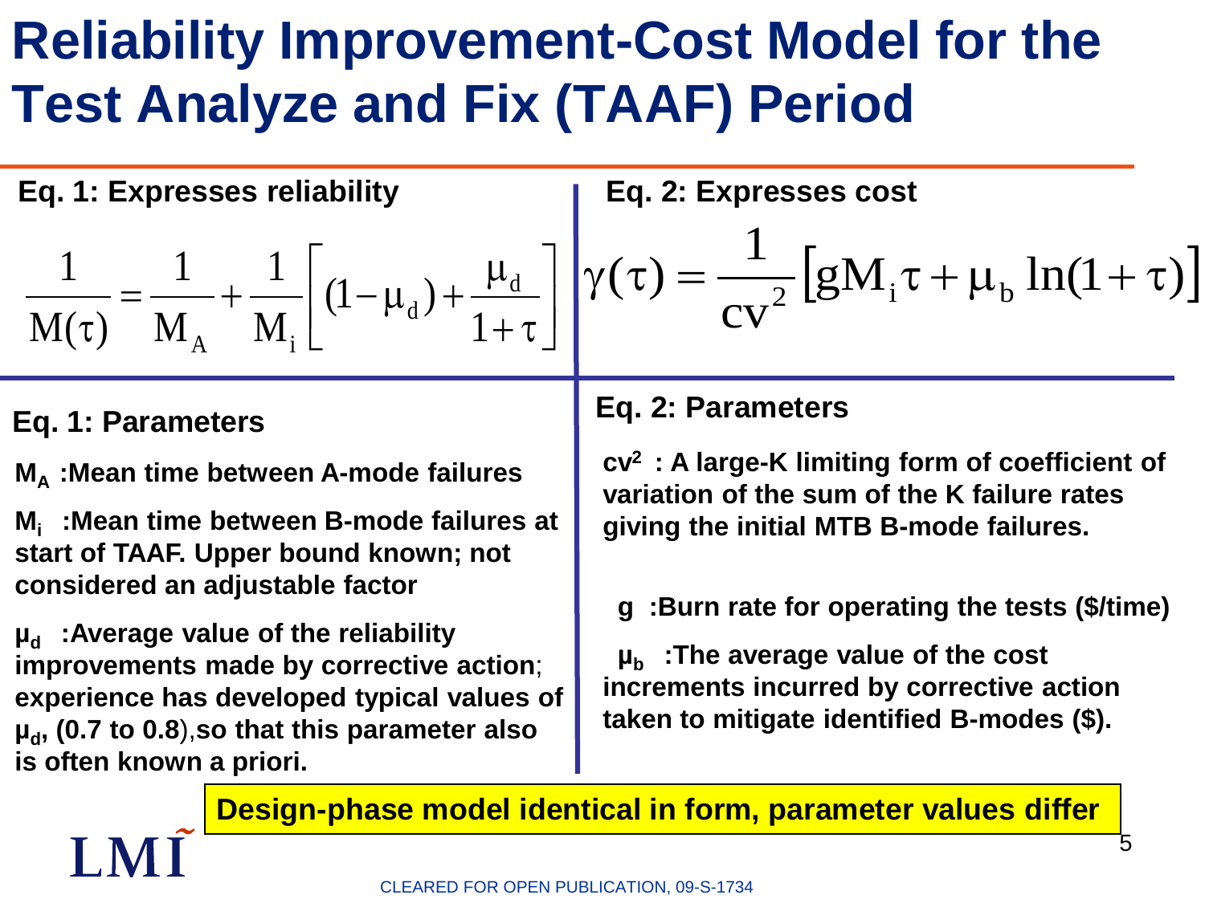# Reliability Improvement-Cost Model for the Test Analyze and Fix (TAAF) Period

**Eq. 1: Expresses reliability**

$$\frac{1}{M(\tau)} = \frac{1}{M_A} + \frac{1}{M_i}\left[(1-\mu_d) + \frac{\mu_d}{1+\tau}\right]$$

**Eq. 2: Expresses cost**

$$\gamma(\tau) = \frac{1}{cv^2}\left[gM_i\tau + \mu_b \ln(1+\tau)\right]$$

**Eq. 1: Parameters**

**$M_A$ :Mean time between A-mode failures**

**$M_i$ :Mean time between B-mode failures at start of TAAF. Upper bound known; not considered an adjustable factor**

**$\mu_d$ :Average value of the reliability improvements made by corrective action**; **experience has developed typical values of $\mu_d$, (0.7 to 0.8)**,**so that this parameter also is often known a priori.**

**Eq. 2: Parameters**

**$cv^2$ : A large-K limiting form of coefficient of variation of the sum of the K failure rates giving the initial MTB B-mode failures.**

**g :Burn rate for operating the tests ($/time)**

**$\mu_b$ :The average value of the cost increments incurred by corrective action taken to mitigate identified B-modes ($).**

**Design-phase model identical in form, parameter values differ**

LMI

CLEARED FOR OPEN PUBLICATION, 09-S-1734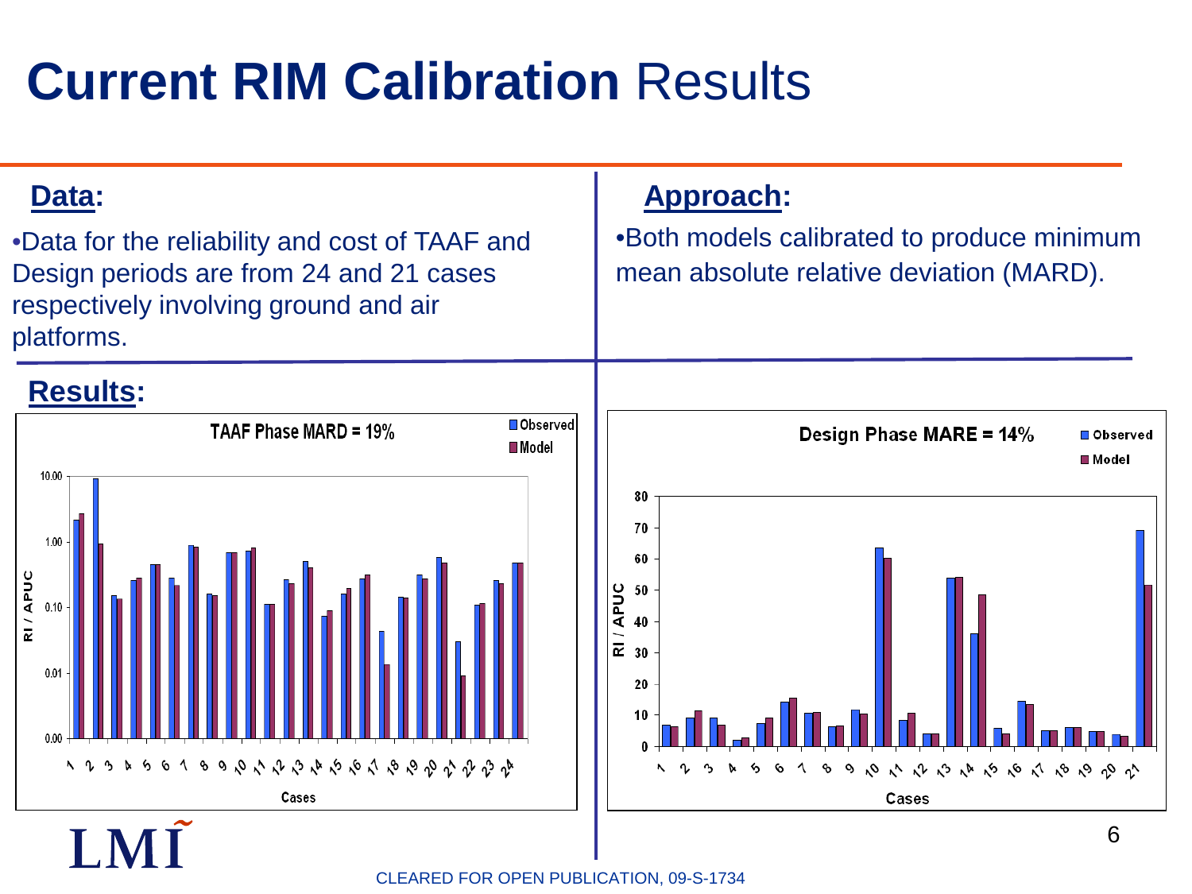# **Current RIM Calibration** Results

## Data:

- Data for the reliability and cost of TAAF and Design periods are from 24 and 21 cases respectively involving ground and air platforms.

## Approach:

- Both models calibrated to produce minimum mean absolute relative deviation (MARD).

## Results:

**TAAF Phase MARD = 19%**

**Design Phase MARE = 14%**

CLEARED FOR OPEN PUBLICATION, 09-S-1734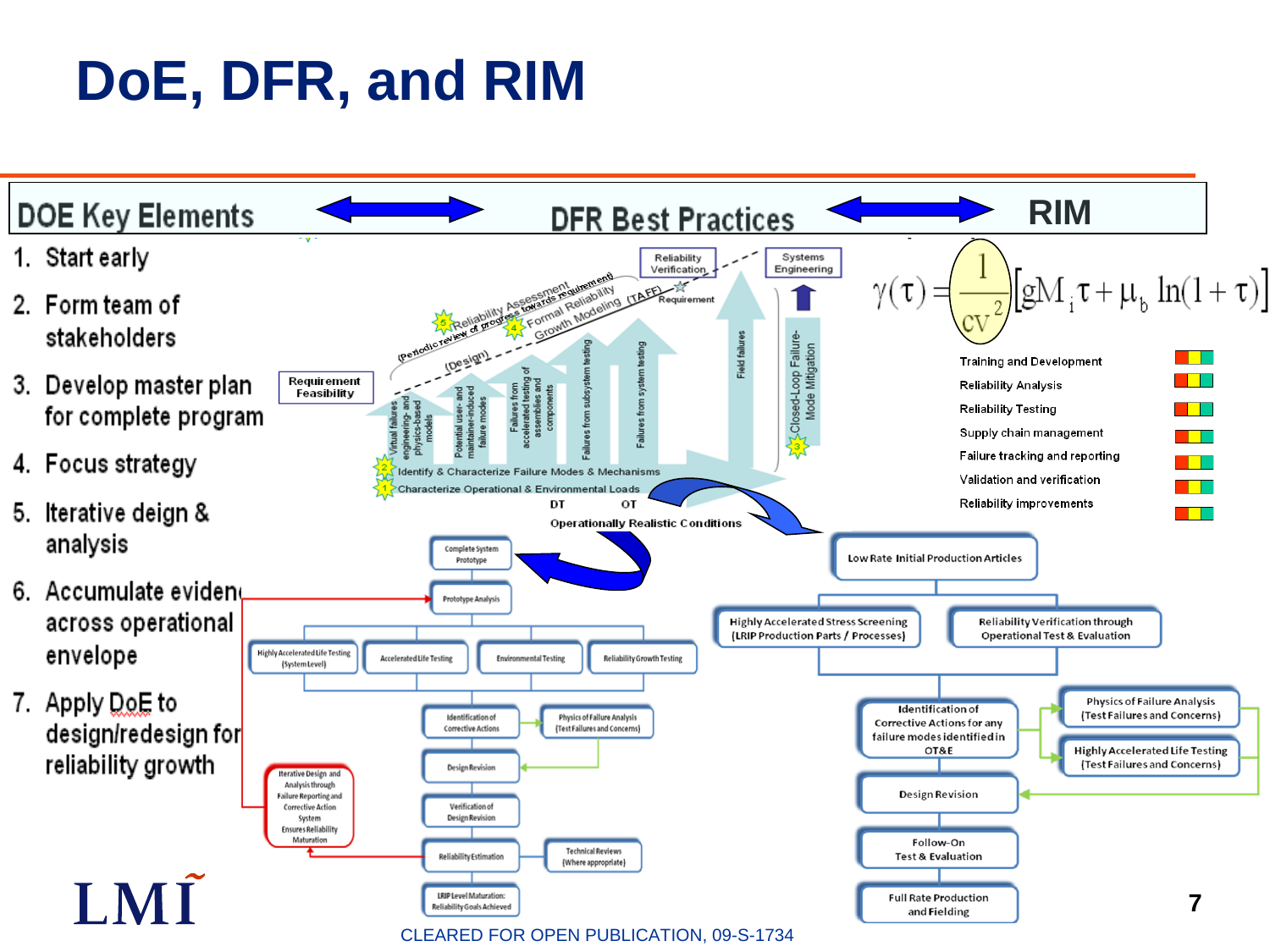# DoE, DFR, and RIM

**DOE Key Elements** ⟷ **DFR Best Practices** ⟷ **RIM**

1. Start early
2. Form team of stakeholders
3. Develop master plan for complete program
4. Focus strategy
5. Iterative design & analysis
6. Accumulate evidence across operational envelope
7. Apply DoE to design/redesign for reliability growth

Requirement Feasibility

Reliability Verification

Systems Engineering

Requirement

5 Reliability Assessment (Periodic review of progress towards requirement)

4 Formal Reliability Growth Modeling (TAFF)

(Design)

Virtual failures engineering- and physics-based models

Potential user- and maintainer-induced failure modes

Failures from accelerated testing of assemblies and components

Failures from subsystem testing

Failures from system testing

Field failures

3 Closed-Loop Failure-Mode Mitigation

2 Identify & Characterize Failure Modes & Mechanisms

1 Characterize Operational & Environmental Loads

DT OT

Operationally Realistic Conditions

$$\gamma(\tau) = \frac{1}{cv^2}\left[gM_i\tau + \mu_b \ln(1+\tau)\right]$$

- Training and Development
- Reliability Analysis
- Reliability Testing
- Supply chain management
- Failure tracking and reporting
- Validation and verification
- Reliability improvements

Complete System Prototype → Prototype Analysis → Highly Accelerated Life Testing (System Level) / Accelerated Life Testing / Environmental Testing / Reliability Growth Testing → Identification of Corrective Actions → Physics of Failure Analysis (Test Failures and Concerns) → Design Revision → Verification of Design Revision → Reliability Estimation → Technical Reviews (Where appropriate) → LRIP Level Maturation: Reliability Goals Achieved

Iterative Design and Analysis through Failure Reporting and Corrective Action System Ensures Reliability Maturation

Low Rate Initial Production Articles → Highly Accelerated Stress Screening (LRIP Production Parts / Processes) / Reliability Verification through Operational Test & Evaluation → Identification of Corrective Actions for any failure modes identified in OT&E → Physics of Failure Analysis (Test Failures and Concerns) / Highly Accelerated Life Testing (Test Failures and Concerns) → Design Revision → Follow-On Test & Evaluation → Full Rate Production and Fielding

LMI

CLEARED FOR OPEN PUBLICATION, 09-S-1734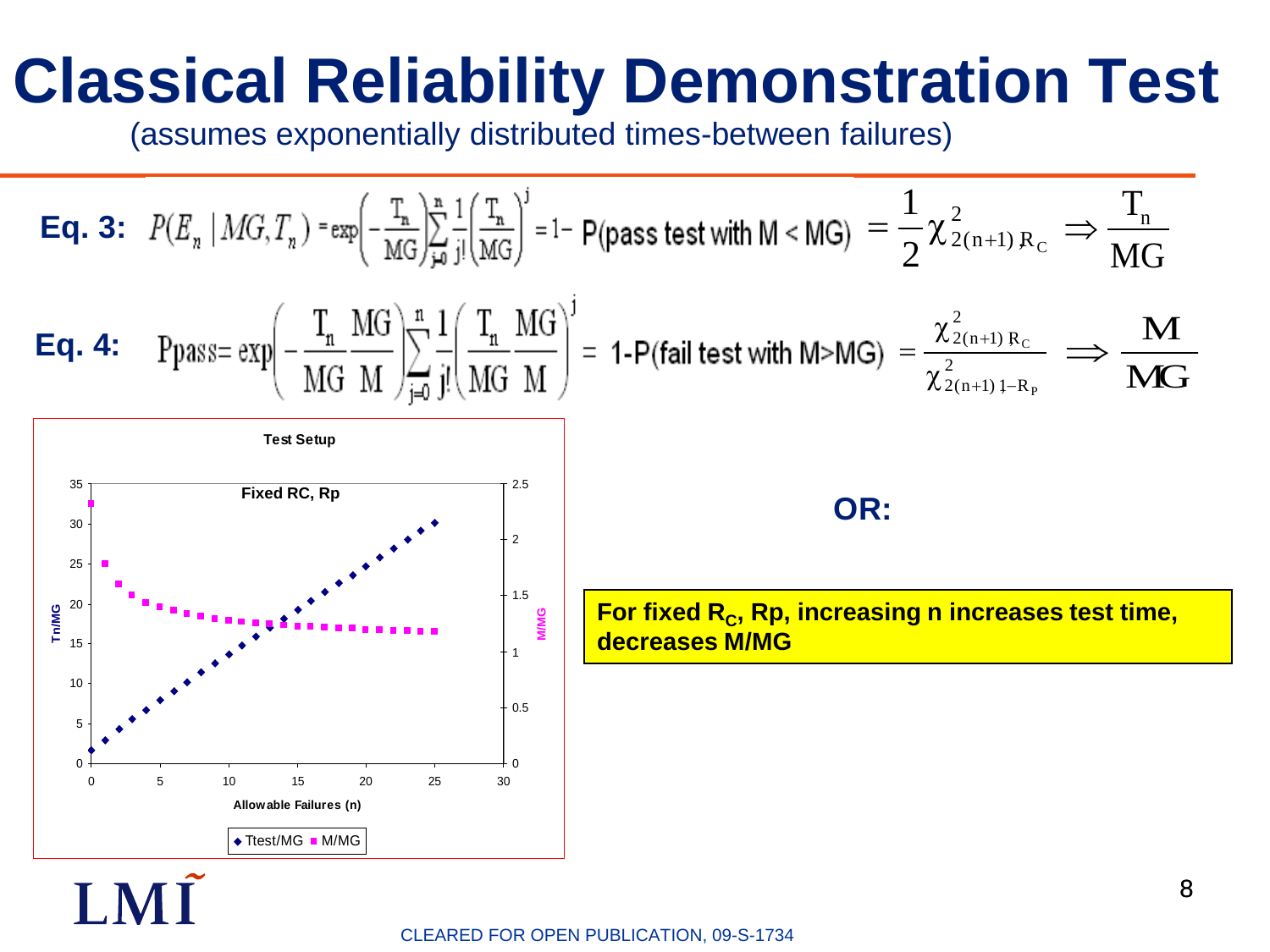# Classical Reliability Demonstration Test

(assumes exponentially distributed times-between failures)

**Eq. 3:** $P(E_n \mid MG, T_n) = \exp\left(-\frac{T_n}{MG}\right)\sum_{j=0}^{n}\frac{1}{j!}\left(\frac{T_n}{MG}\right)^j = 1 -$ P(pass test with M < MG) $= \frac{1}{2}\chi^2_{2(n+1),R_C} \Rightarrow \frac{T_n}{MG}$

**Eq. 4:** Ppass $= \exp\left(-\frac{T_n}{MG}\frac{MG}{M}\right)\sum_{j=0}^{n}\frac{1}{j!}\left(\frac{T_n}{MG}\frac{MG}{M}\right)^j =$ 1-P(fail test with M>MG) $= \frac{\chi^2_{2(n+1),R_C}}{\chi^2_{2(n+1),1-R_P}} \Longrightarrow \frac{M}{MG}$

**Test Setup**

**Fixed RC, Rp**

(Chart: Tn/MG (left axis, 0–35) and M/MG (right axis, 0–2.5) vs. Allowable Failures (n), 0–30. Legend: ◆ Ttest/MG ■ M/MG)

**OR:**

**For fixed $R_C$, Rp, increasing n increases test time, decreases M/MG**

CLEARED FOR OPEN PUBLICATION, 09-S-1734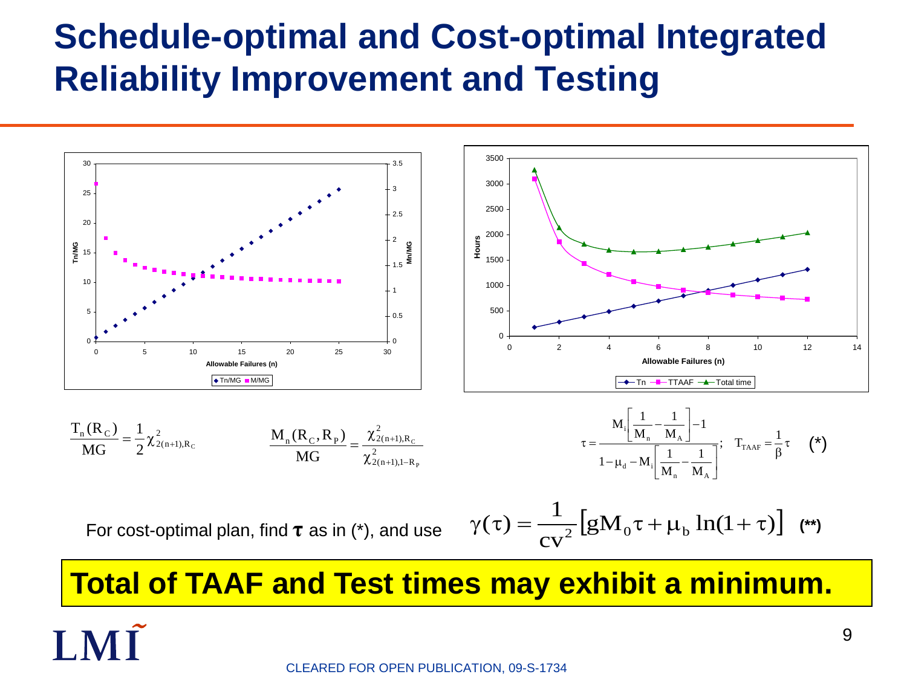# Schedule-optimal and Cost-optimal Integrated Reliability Improvement and Testing

$$\frac{T_n(R_C)}{MG} = \frac{1}{2}\chi^2_{2(n+1),R_C}$$

$$\frac{M_n(R_C, R_P)}{MG} = \frac{\chi^2_{2(n+1),R_C}}{\chi^2_{2(n+1),1-R_P}}$$

$$\tau = \frac{M_i\left[\frac{1}{M_n} - \frac{1}{M_A}\right] - 1}{1 - \mu_d - M_i\left[\frac{1}{M_n} - \frac{1}{M_A}\right]}; \quad T_{TAAF} = \frac{1}{\beta}\tau \qquad (*)$$

For cost-optimal plan, find $\tau$ as in (*), and use

$$\gamma(\tau) = \frac{1}{cv^2}\left[gM_0\tau + \mu_b \ln(1+\tau)\right] \quad (**)$$

**Total of TAAF and Test times may exhibit a minimum.**

CLEARED FOR OPEN PUBLICATION, 09-S-1734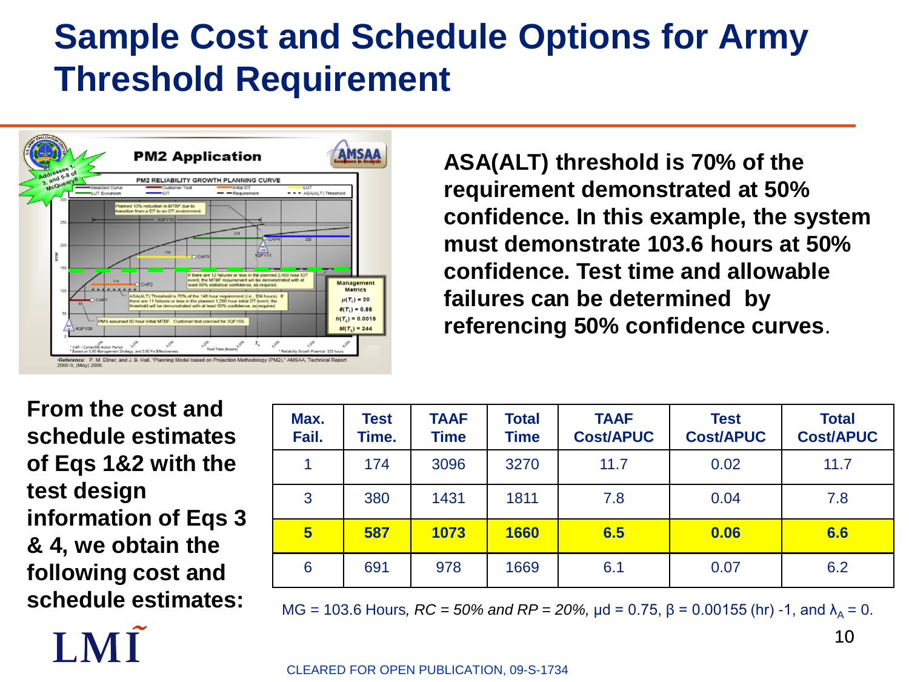# Sample Cost and Schedule Options for Army Threshold Requirement

**ASA(ALT) threshold is 70% of the requirement demonstrated at 50% confidence. In this example, the system must demonstrate 103.6 hours at 50% confidence. Test time and allowable failures can be determined by referencing 50% confidence curves.**

**From the cost and schedule estimates of Eqs 1&2 with the test design information of Eqs 3 & 4, we obtain the following cost and schedule estimates:**

| Max. Fail. | Test Time. | TAAF Time | Total Time | TAAF Cost/APUC | Test Cost/APUC | Total Cost/APUC |
|---|---|---|---|---|---|---|
| 1 | 174 | 3096 | 3270 | 11.7 | 0.02 | 11.7 |
| 3 | 380 | 1431 | 1811 | 7.8 | 0.04 | 7.8 |
| **5** | **587** | **1073** | **1660** | **6.5** | **0.06** | **6.6** |
| 6 | 691 | 978 | 1669 | 6.1 | 0.07 | 6.2 |

MG = 103.6 Hours, *RC = 50% and RP = 20%,* $\mu d = 0.75$, $\beta = 0.00155$ (hr) -1, and $\lambda_A = 0$.

CLEARED FOR OPEN PUBLICATION, 09-S-1734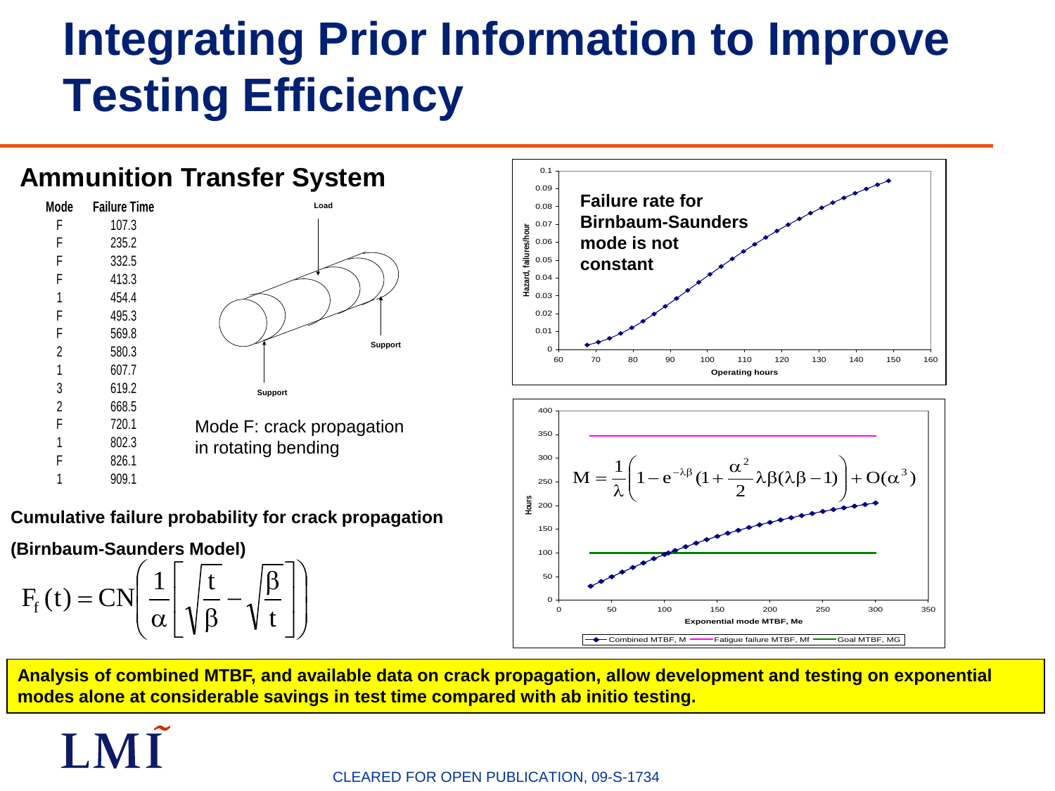# Integrating Prior Information to Improve Testing Efficiency

## Ammunition Transfer System

| Mode | Failure Time |
|---|---|
| F | 107.3 |
| F | 235.2 |
| F | 332.5 |
| F | 413.3 |
| 1 | 454.4 |
| F | 495.3 |
| F | 569.8 |
| 2 | 580.3 |
| 1 | 607.7 |
| 3 | 619.2 |
| 2 | 668.5 |
| F | 720.1 |
| 1 | 802.3 |
| F | 826.1 |
| 1 | 909.1 |

Load

Support

Support

Mode F: crack propagation in rotating bending

**Cumulative failure probability for crack propagation**

**(Birnbaum-Saunders Model)**

$$F_f(t) = CN\left(\frac{1}{\alpha}\left[\sqrt{\frac{t}{\beta}} - \sqrt{\frac{\beta}{t}}\right]\right)$$

**Failure rate for Birnbaum-Saunders mode is not constant**

Hazard, failures/hour

Operating hours

$$M = \frac{1}{\lambda}\left(1 - e^{-\lambda\beta}(1 + \frac{\alpha^2}{2}\lambda\beta(\lambda\beta - 1)\right) + O(\alpha^3)$$

Hours

Exponential mode MTBF, Me

Combined MTBF, M — Fatigue failure MTBF, Mf — Goal MTBF, MG

**Analysis of combined MTBF, and available data on crack propagation, allow development and testing on exponential modes alone at considerable savings in test time compared with ab initio testing.**

LMI

CLEARED FOR OPEN PUBLICATION, 09-S-1734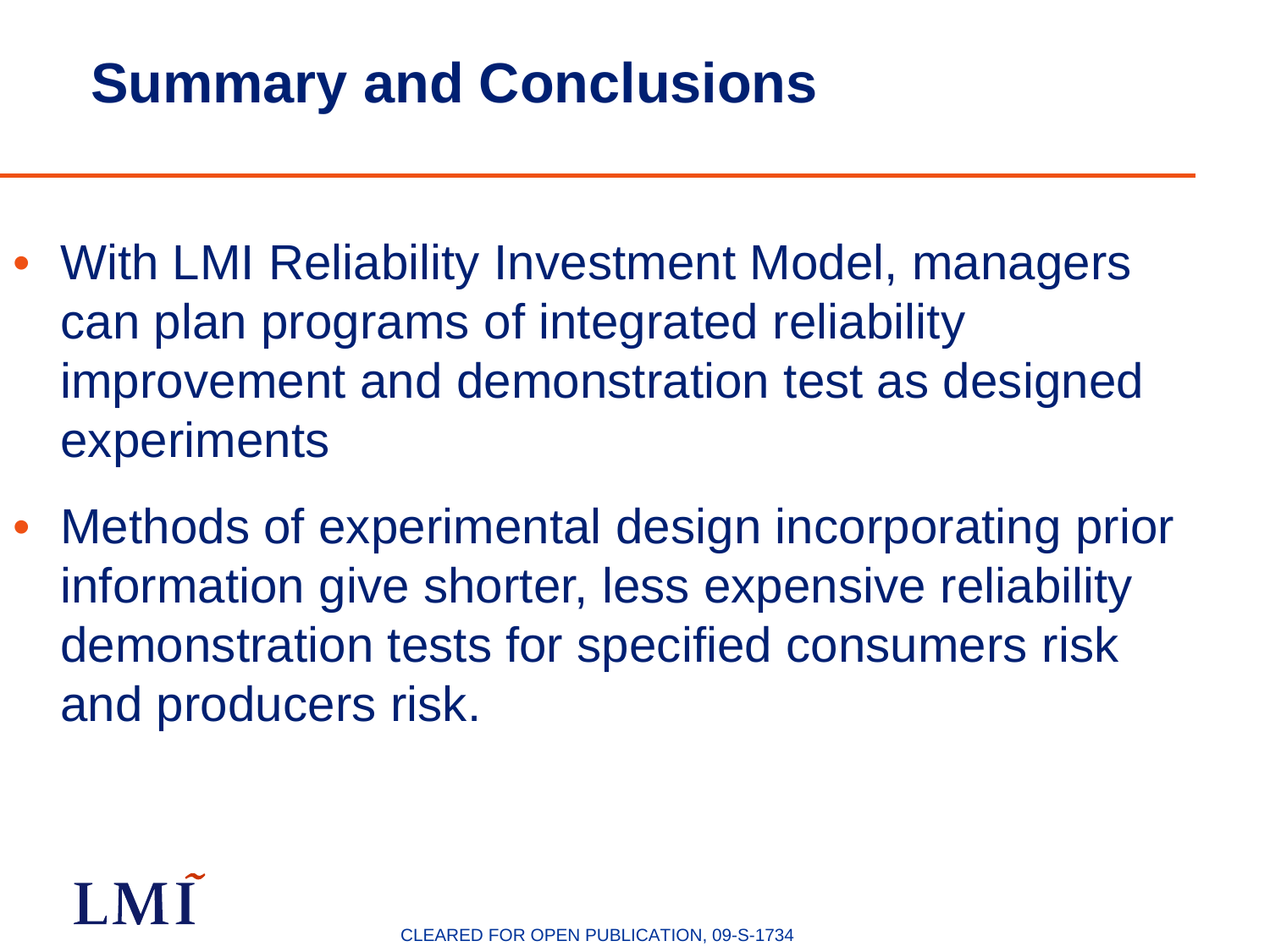# Summary and Conclusions

- With LMI Reliability Investment Model, managers can plan programs of integrated reliability improvement and demonstration test as designed experiments
- Methods of experimental design incorporating prior information give shorter, less expensive reliability demonstration tests for specified consumers risk and producers risk.

CLEARED FOR OPEN PUBLICATION, 09-S-1734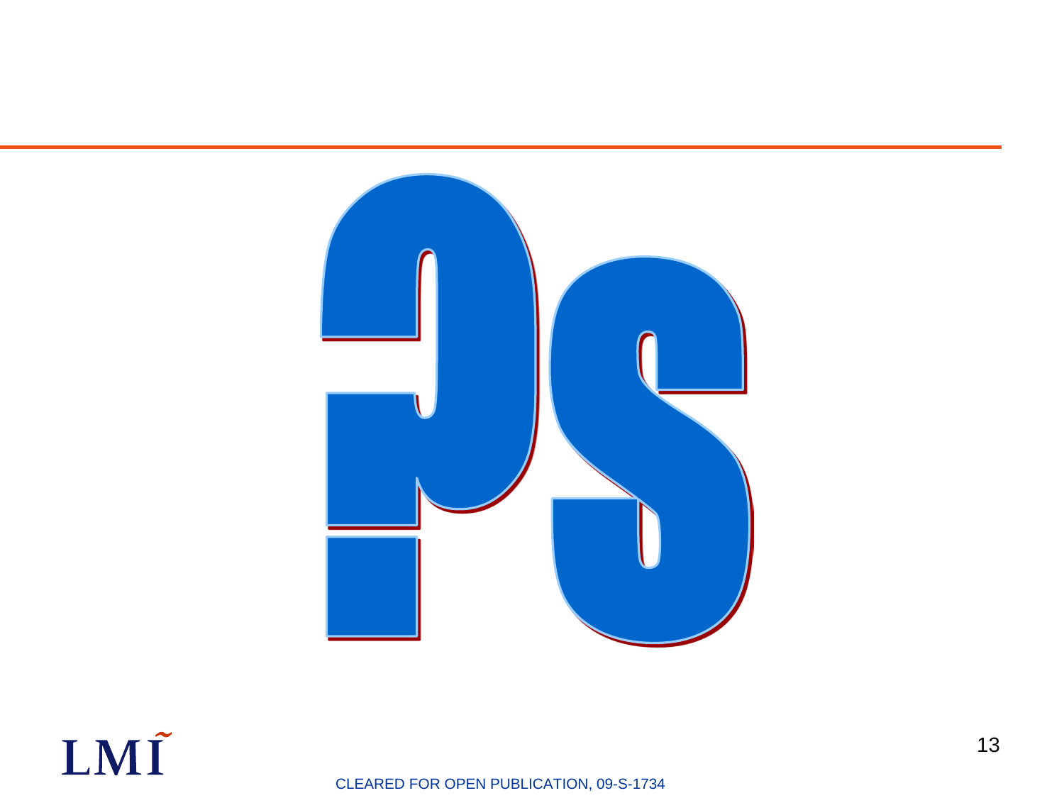# ?s

CLEARED FOR OPEN PUBLICATION, 09-S-1734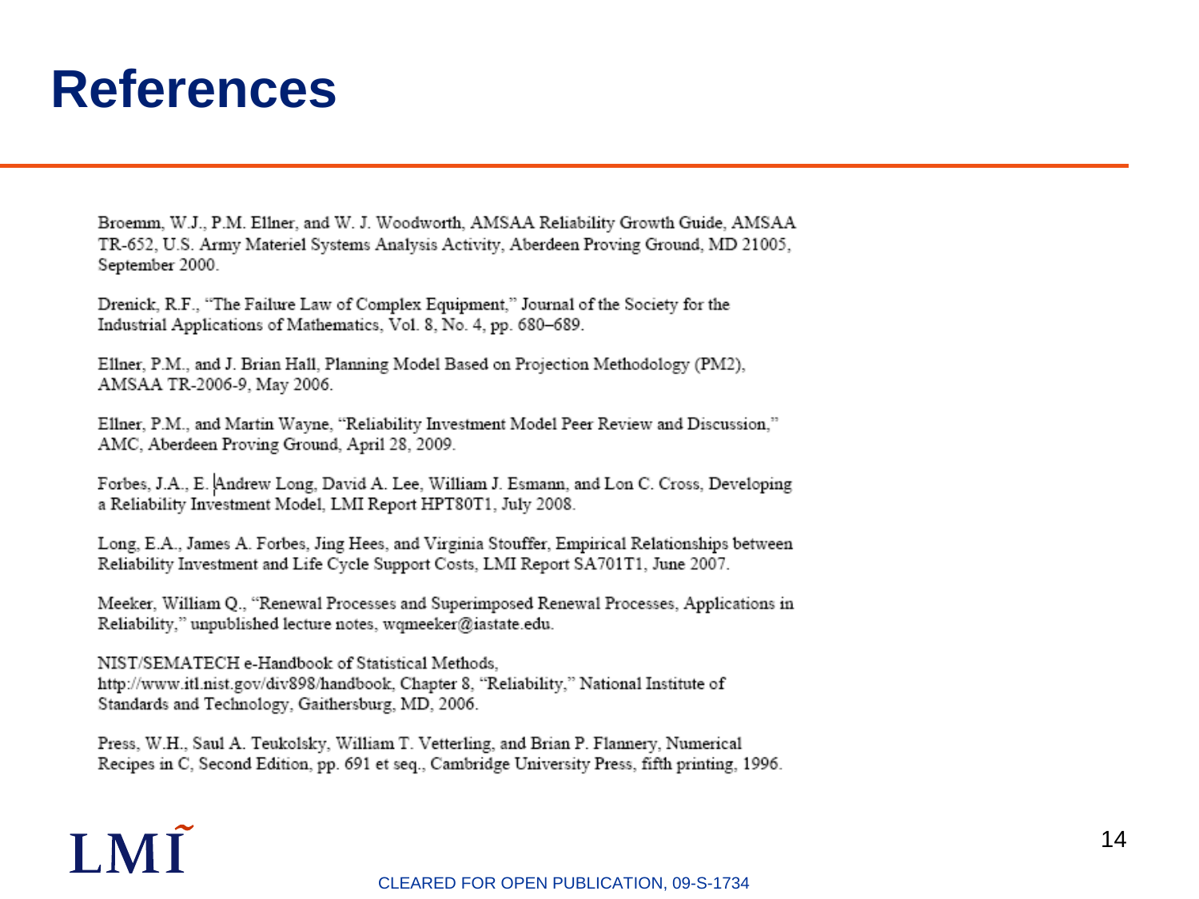# References

Broemm, W.J., P.M. Ellner, and W. J. Woodworth, AMSAA Reliability Growth Guide, AMSAA TR-652, U.S. Army Materiel Systems Analysis Activity, Aberdeen Proving Ground, MD 21005, September 2000.

Drenick, R.F., "The Failure Law of Complex Equipment," Journal of the Society for the Industrial Applications of Mathematics, Vol. 8, No. 4, pp. 680–689.

Ellner, P.M., and J. Brian Hall, Planning Model Based on Projection Methodology (PM2), AMSAA TR-2006-9, May 2006.

Ellner, P.M., and Martin Wayne, "Reliability Investment Model Peer Review and Discussion," AMC, Aberdeen Proving Ground, April 28, 2009.

Forbes, J.A., E. Andrew Long, David A. Lee, William J. Esmann, and Lon C. Cross, Developing a Reliability Investment Model, LMI Report HPT80T1, July 2008.

Long, E.A., James A. Forbes, Jing Hees, and Virginia Stouffer, Empirical Relationships between Reliability Investment and Life Cycle Support Costs, LMI Report SA701T1, June 2007.

Meeker, William Q., "Renewal Processes and Superimposed Renewal Processes, Applications in Reliability," unpublished lecture notes, wqmeeker@iastate.edu.

NIST/SEMATECH e-Handbook of Statistical Methods, http://www.itl.nist.gov/div898/handbook, Chapter 8, "Reliability," National Institute of Standards and Technology, Gaithersburg, MD, 2006.

Press, W.H., Saul A. Teukolsky, William T. Vetterling, and Brian P. Flannery, Numerical Recipes in C, Second Edition, pp. 691 et seq., Cambridge University Press, fifth printing, 1996.

CLEARED FOR OPEN PUBLICATION, 09-S-1734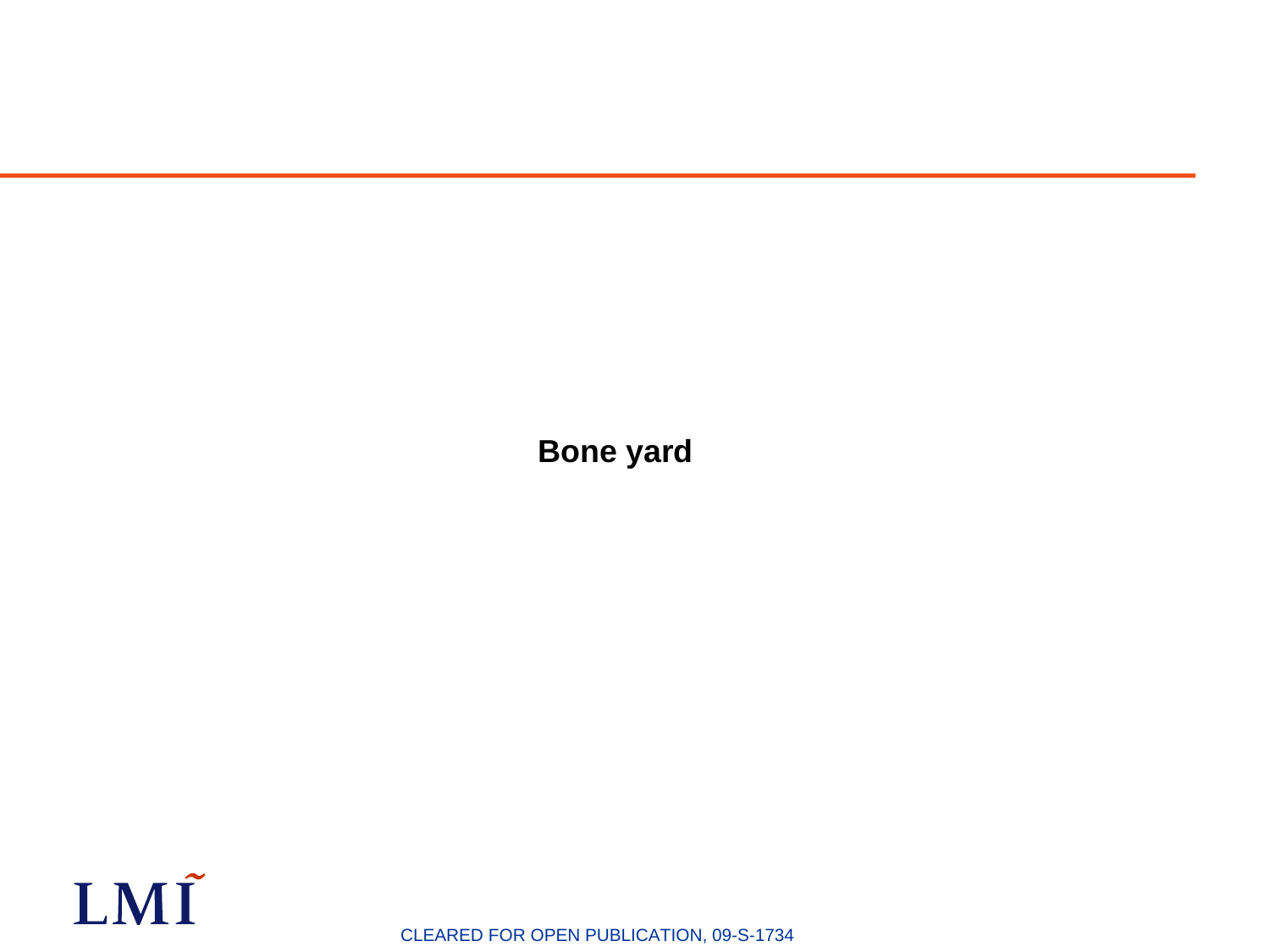**Bone yard**

CLEARED FOR OPEN PUBLICATION, 09-S-1734